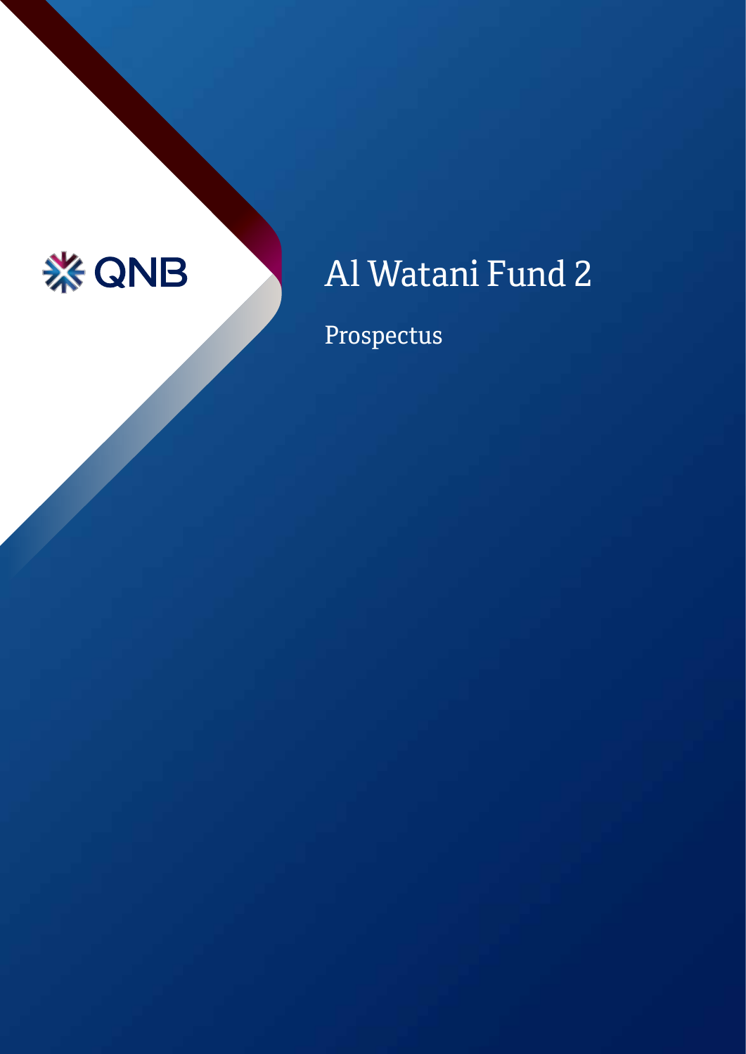QNB

# Al Watani Fund 2

## Prospectus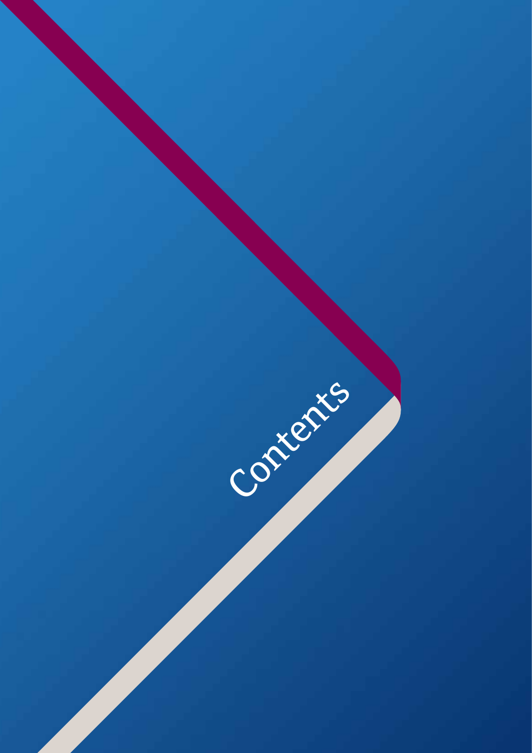# Contents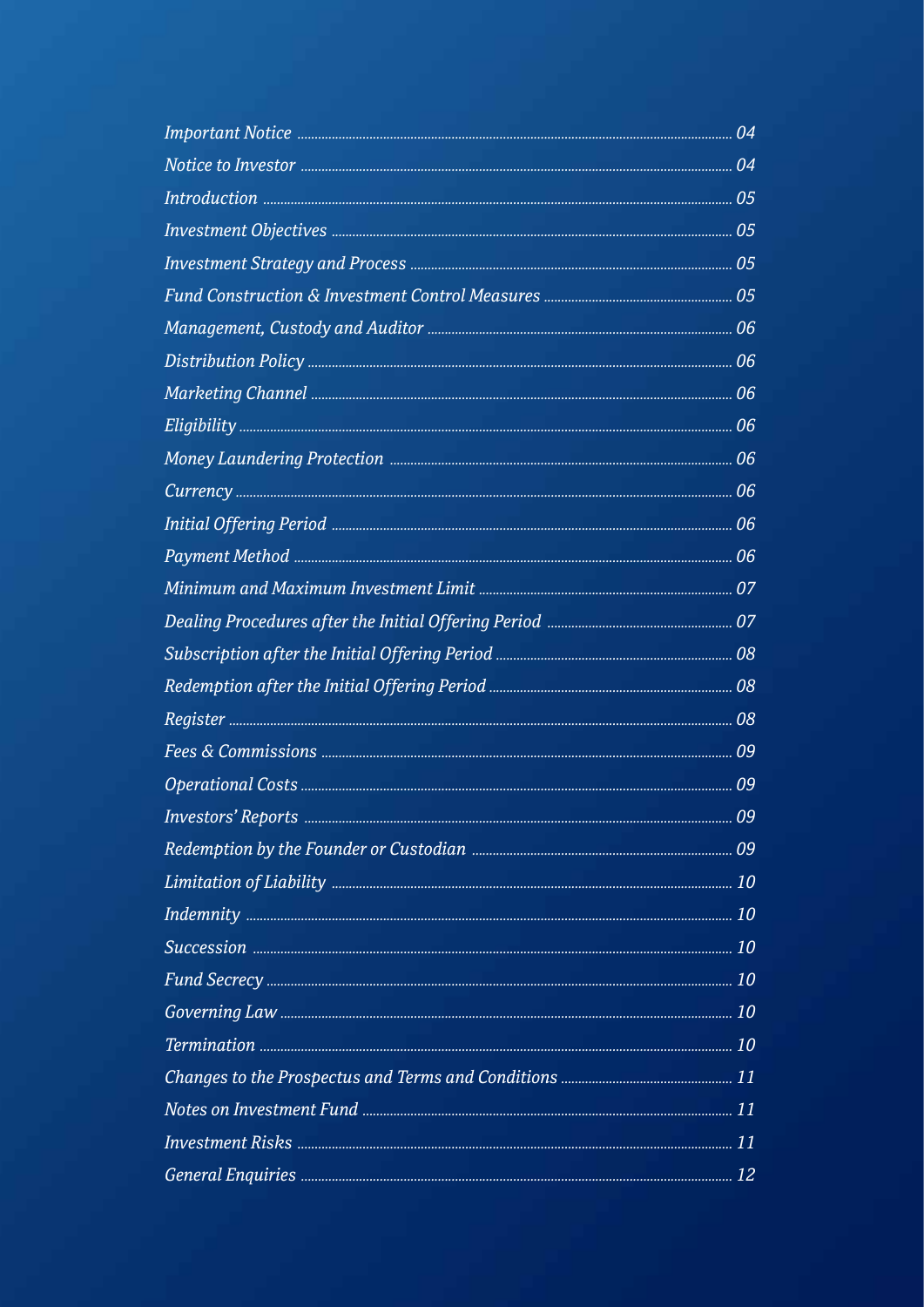| | |
|---|---|
| *Important Notice* | *04* |
| *Notice to Investor* | *04* |
| *Introduction* | *05* |
| *Investment Objectives* | *05* |
| *Investment Strategy and Process* | *05* |
| *Fund Construction & Investment Control Measures* | *05* |
| *Management, Custody and Auditor* | *06* |
| *Distribution Policy* | *06* |
| *Marketing Channel* | *06* |
| *Eligibility* | *06* |
| *Money Laundering Protection* | *06* |
| *Currency* | *06* |
| *Initial Offering Period* | *06* |
| *Payment Method* | *06* |
| *Minimum and Maximum Investment Limit* | *07* |
| *Dealing Procedures after the Initial Offering Period* | *07* |
| *Subscription after the Initial Offering Period* | *08* |
| *Redemption after the Initial Offering Period* | *08* |
| *Register* | *08* |
| *Fees & Commissions* | *09* |
| *Operational Costs* | *09* |
| *Investors' Reports* | *09* |
| *Redemption by the Founder or Custodian* | *09* |
| *Limitation of Liability* | *10* |
| *Indemnity* | *10* |
| *Succession* | *10* |
| *Fund Secrecy* | *10* |
| *Governing Law* | *10* |
| *Termination* | *10* |
| *Changes to the Prospectus and Terms and Conditions* | *11* |
| *Notes on Investment Fund* | *11* |
| *Investment Risks* | *11* |
| *General Enquiries* | *12* |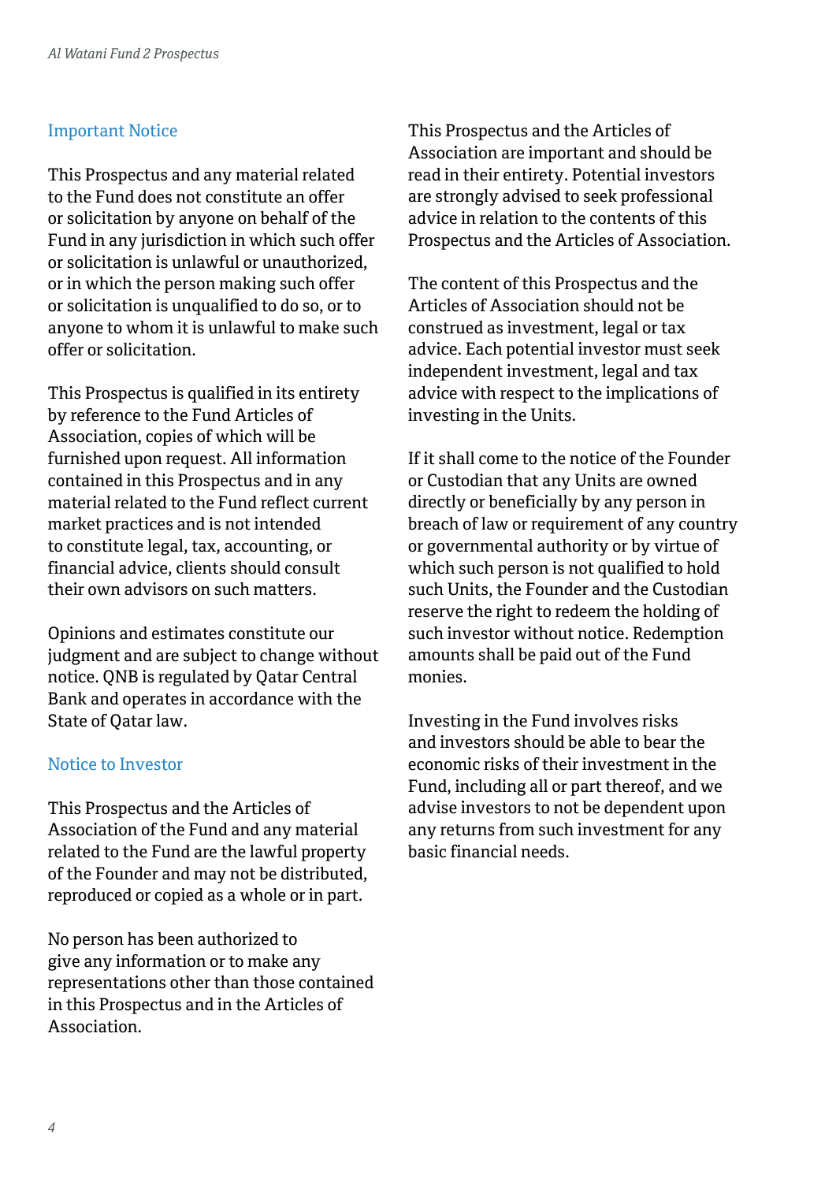## Important Notice

This Prospectus and any material related to the Fund does not constitute an offer or solicitation by anyone on behalf of the Fund in any jurisdiction in which such offer or solicitation is unlawful or unauthorized, or in which the person making such offer or solicitation is unqualified to do so, or to anyone to whom it is unlawful to make such offer or solicitation.

This Prospectus is qualified in its entirety by reference to the Fund Articles of Association, copies of which will be furnished upon request. All information contained in this Prospectus and in any material related to the Fund reflect current market practices and is not intended to constitute legal, tax, accounting, or financial advice, clients should consult their own advisors on such matters.

Opinions and estimates constitute our judgment and are subject to change without notice. QNB is regulated by Qatar Central Bank and operates in accordance with the State of Qatar law.

## Notice to Investor

This Prospectus and the Articles of Association of the Fund and any material related to the Fund are the lawful property of the Founder and may not be distributed, reproduced or copied as a whole or in part.

No person has been authorized to give any information or to make any representations other than those contained in this Prospectus and in the Articles of Association.

This Prospectus and the Articles of Association are important and should be read in their entirety. Potential investors are strongly advised to seek professional advice in relation to the contents of this Prospectus and the Articles of Association.

The content of this Prospectus and the Articles of Association should not be construed as investment, legal or tax advice. Each potential investor must seek independent investment, legal and tax advice with respect to the implications of investing in the Units.

If it shall come to the notice of the Founder or Custodian that any Units are owned directly or beneficially by any person in breach of law or requirement of any country or governmental authority or by virtue of which such person is not qualified to hold such Units, the Founder and the Custodian reserve the right to redeem the holding of such investor without notice. Redemption amounts shall be paid out of the Fund monies.

Investing in the Fund involves risks and investors should be able to bear the economic risks of their investment in the Fund, including all or part thereof, and we advise investors to not be dependent upon any returns from such investment for any basic financial needs.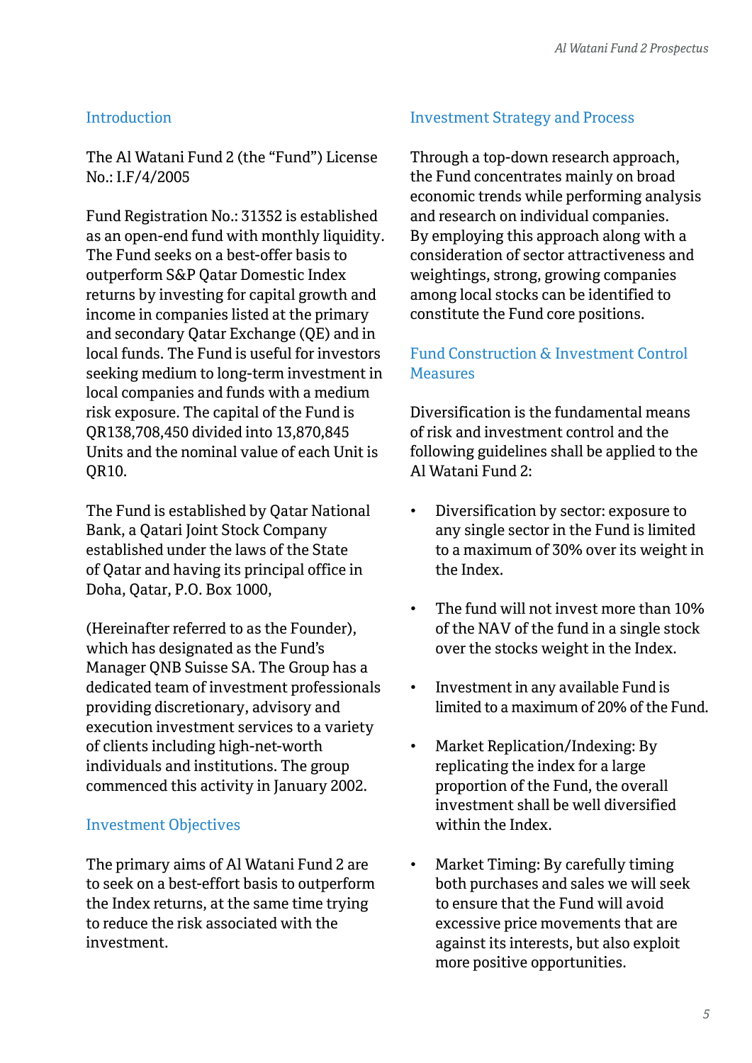## Introduction

The Al Watani Fund 2 (the "Fund") License No.: I.F/4/2005

Fund Registration No.: 31352 is established as an open-end fund with monthly liquidity. The Fund seeks on a best-offer basis to outperform S&P Qatar Domestic Index returns by investing for capital growth and income in companies listed at the primary and secondary Qatar Exchange (QE) and in local funds. The Fund is useful for investors seeking medium to long-term investment in local companies and funds with a medium risk exposure. The capital of the Fund is QR138,708,450 divided into 13,870,845 Units and the nominal value of each Unit is QR10.

The Fund is established by Qatar National Bank, a Qatari Joint Stock Company established under the laws of the State of Qatar and having its principal office in Doha, Qatar, P.O. Box 1000,

(Hereinafter referred to as the Founder), which has designated as the Fund's Manager QNB Suisse SA. The Group has a dedicated team of investment professionals providing discretionary, advisory and execution investment services to a variety of clients including high-net-worth individuals and institutions. The group commenced this activity in January 2002.

## Investment Objectives

The primary aims of Al Watani Fund 2 are to seek on a best-effort basis to outperform the Index returns, at the same time trying to reduce the risk associated with the investment.

## Investment Strategy and Process

Through a top-down research approach, the Fund concentrates mainly on broad economic trends while performing analysis and research on individual companies. By employing this approach along with a consideration of sector attractiveness and weightings, strong, growing companies among local stocks can be identified to constitute the Fund core positions.

## Fund Construction & Investment Control Measures

Diversification is the fundamental means of risk and investment control and the following guidelines shall be applied to the Al Watani Fund 2:

- Diversification by sector: exposure to any single sector in the Fund is limited to a maximum of 30% over its weight in the Index.
- The fund will not invest more than 10% of the NAV of the fund in a single stock over the stocks weight in the Index.
- Investment in any available Fund is limited to a maximum of 20% of the Fund.
- Market Replication/Indexing: By replicating the index for a large proportion of the Fund, the overall investment shall be well diversified within the Index.
- Market Timing: By carefully timing both purchases and sales we will seek to ensure that the Fund will avoid excessive price movements that are against its interests, but also exploit more positive opportunities.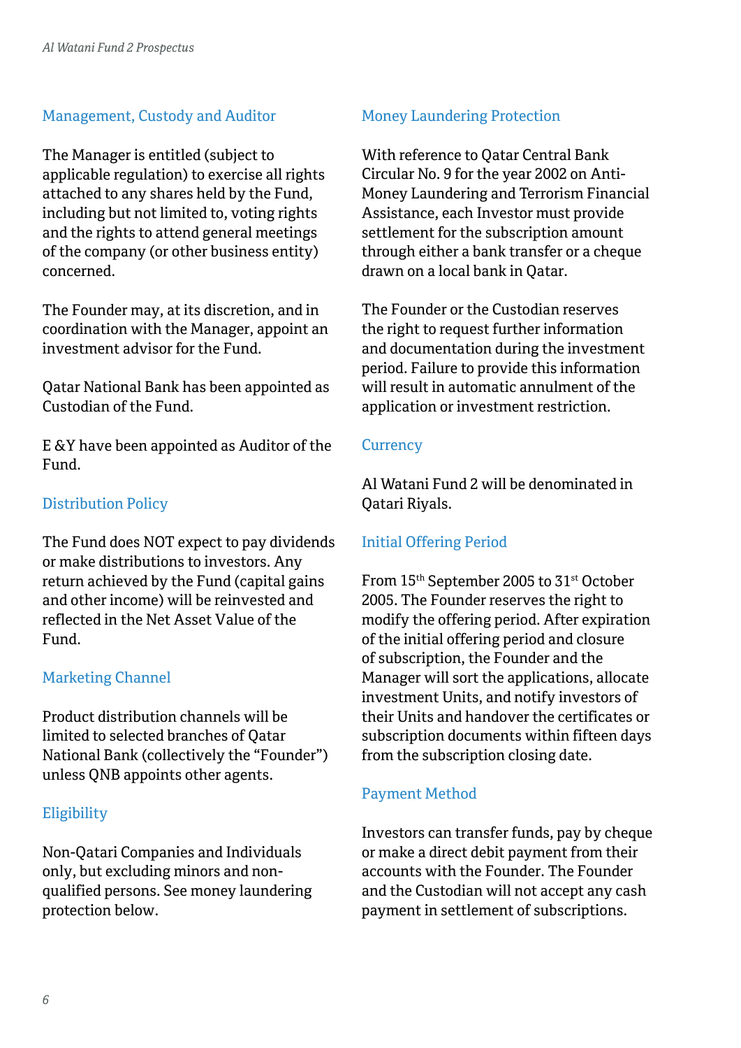## Management, Custody and Auditor

The Manager is entitled (subject to applicable regulation) to exercise all rights attached to any shares held by the Fund, including but not limited to, voting rights and the rights to attend general meetings of the company (or other business entity) concerned.

The Founder may, at its discretion, and in coordination with the Manager, appoint an investment advisor for the Fund.

Qatar National Bank has been appointed as Custodian of the Fund.

E &Y have been appointed as Auditor of the Fund.

## Distribution Policy

The Fund does NOT expect to pay dividends or make distributions to investors. Any return achieved by the Fund (capital gains and other income) will be reinvested and reflected in the Net Asset Value of the Fund.

## Marketing Channel

Product distribution channels will be limited to selected branches of Qatar National Bank (collectively the "Founder") unless QNB appoints other agents.

## Eligibility

Non-Qatari Companies and Individuals only, but excluding minors and non-qualified persons. See money laundering protection below.

## Money Laundering Protection

With reference to Qatar Central Bank Circular No. 9 for the year 2002 on Anti-Money Laundering and Terrorism Financial Assistance, each Investor must provide settlement for the subscription amount through either a bank transfer or a cheque drawn on a local bank in Qatar.

The Founder or the Custodian reserves the right to request further information and documentation during the investment period. Failure to provide this information will result in automatic annulment of the application or investment restriction.

## Currency

Al Watani Fund 2 will be denominated in Qatari Riyals.

## Initial Offering Period

From 15th September 2005 to 31st October 2005. The Founder reserves the right to modify the offering period. After expiration of the initial offering period and closure of subscription, the Founder and the Manager will sort the applications, allocate investment Units, and notify investors of their Units and handover the certificates or subscription documents within fifteen days from the subscription closing date.

## Payment Method

Investors can transfer funds, pay by cheque or make a direct debit payment from their accounts with the Founder. The Founder and the Custodian will not accept any cash payment in settlement of subscriptions.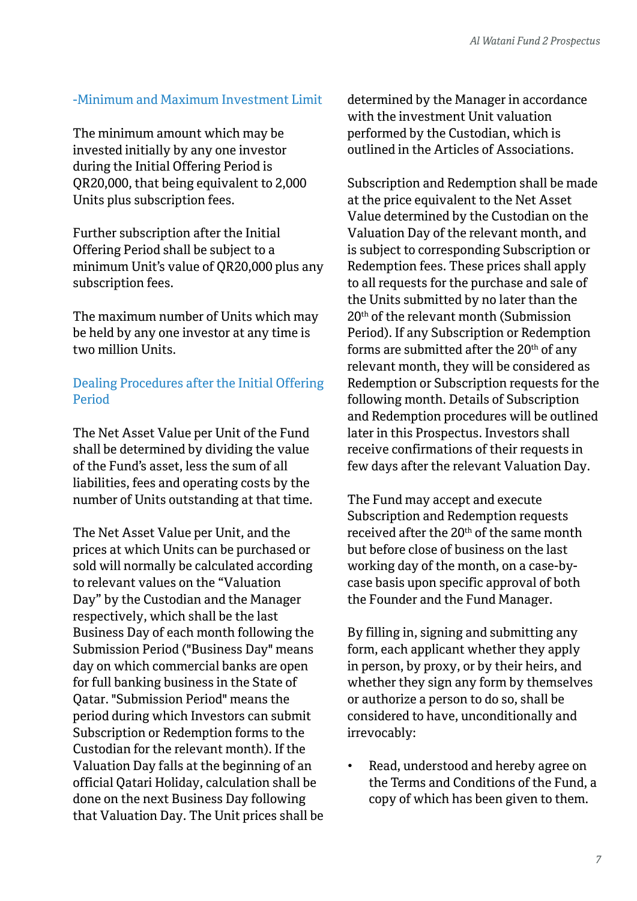## -Minimum and Maximum Investment Limit

The minimum amount which may be invested initially by any one investor during the Initial Offering Period is QR20,000, that being equivalent to 2,000 Units plus subscription fees.

Further subscription after the Initial Offering Period shall be subject to a minimum Unit's value of QR20,000 plus any subscription fees.

The maximum number of Units which may be held by any one investor at any time is two million Units.

## Dealing Procedures after the Initial Offering Period

The Net Asset Value per Unit of the Fund shall be determined by dividing the value of the Fund's asset, less the sum of all liabilities, fees and operating costs by the number of Units outstanding at that time.

The Net Asset Value per Unit, and the prices at which Units can be purchased or sold will normally be calculated according to relevant values on the "Valuation Day" by the Custodian and the Manager respectively, which shall be the last Business Day of each month following the Submission Period ("Business Day" means day on which commercial banks are open for full banking business in the State of Qatar. "Submission Period" means the period during which Investors can submit Subscription or Redemption forms to the Custodian for the relevant month). If the Valuation Day falls at the beginning of an official Qatari Holiday, calculation shall be done on the next Business Day following that Valuation Day. The Unit prices shall be determined by the Manager in accordance with the investment Unit valuation performed by the Custodian, which is outlined in the Articles of Associations.

Subscription and Redemption shall be made at the price equivalent to the Net Asset Value determined by the Custodian on the Valuation Day of the relevant month, and is subject to corresponding Subscription or Redemption fees. These prices shall apply to all requests for the purchase and sale of the Units submitted by no later than the 20th of the relevant month (Submission Period). If any Subscription or Redemption forms are submitted after the 20th of any relevant month, they will be considered as Redemption or Subscription requests for the following month. Details of Subscription and Redemption procedures will be outlined later in this Prospectus. Investors shall receive confirmations of their requests in few days after the relevant Valuation Day.

The Fund may accept and execute Subscription and Redemption requests received after the 20th of the same month but before close of business on the last working day of the month, on a case-by-case basis upon specific approval of both the Founder and the Fund Manager.

By filling in, signing and submitting any form, each applicant whether they apply in person, by proxy, or by their heirs, and whether they sign any form by themselves or authorize a person to do so, shall be considered to have, unconditionally and irrevocably:

- Read, understood and hereby agree on the Terms and Conditions of the Fund, a copy of which has been given to them.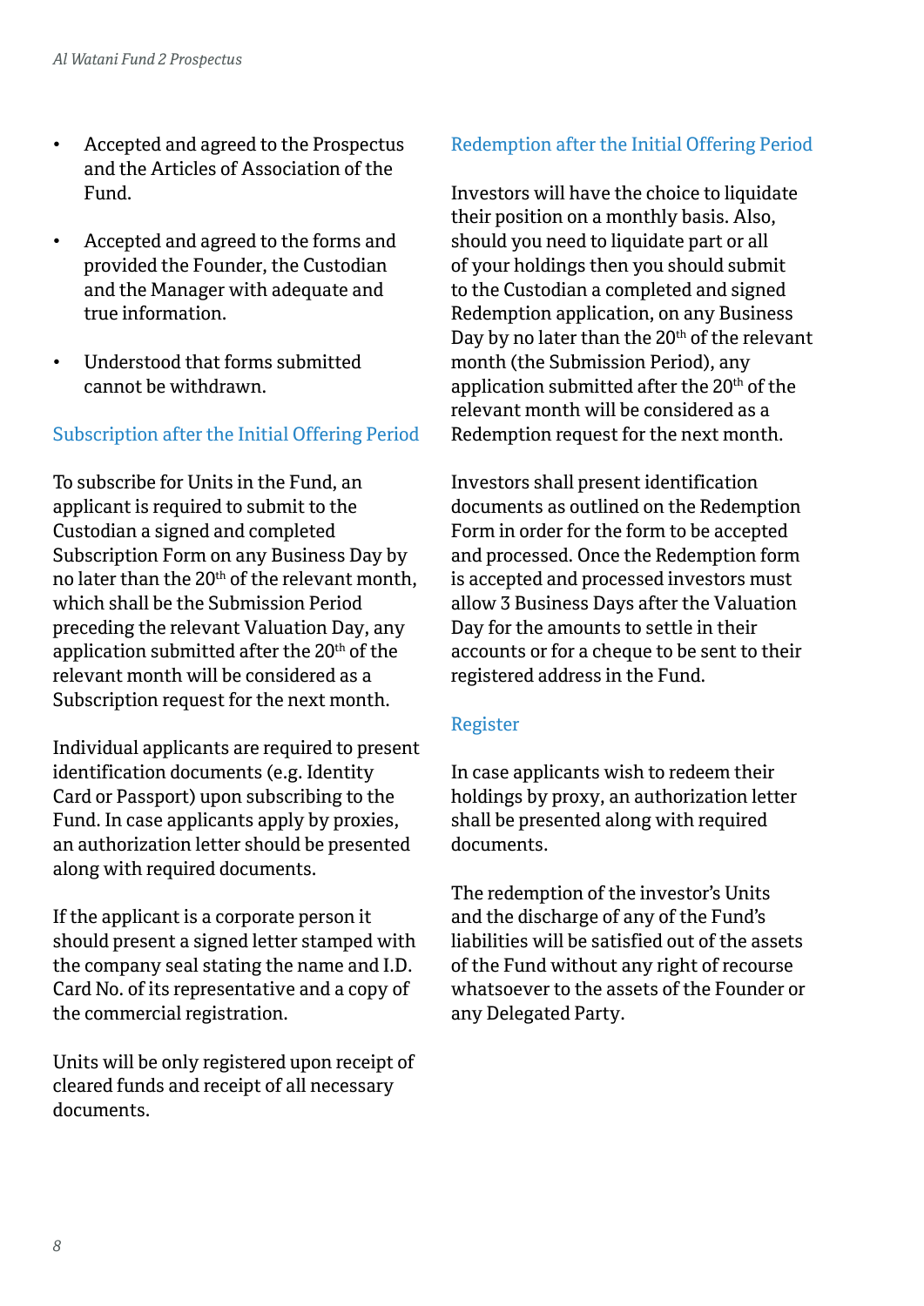- Accepted and agreed to the Prospectus and the Articles of Association of the Fund.
- Accepted and agreed to the forms and provided the Founder, the Custodian and the Manager with adequate and true information.
- Understood that forms submitted cannot be withdrawn.

## Subscription after the Initial Offering Period

To subscribe for Units in the Fund, an applicant is required to submit to the Custodian a signed and completed Subscription Form on any Business Day by no later than the 20th of the relevant month, which shall be the Submission Period preceding the relevant Valuation Day, any application submitted after the 20th of the relevant month will be considered as a Subscription request for the next month.

Individual applicants are required to present identification documents (e.g. Identity Card or Passport) upon subscribing to the Fund. In case applicants apply by proxies, an authorization letter should be presented along with required documents.

If the applicant is a corporate person it should present a signed letter stamped with the company seal stating the name and I.D. Card No. of its representative and a copy of the commercial registration.

Units will be only registered upon receipt of cleared funds and receipt of all necessary documents.

## Redemption after the Initial Offering Period

Investors will have the choice to liquidate their position on a monthly basis. Also, should you need to liquidate part or all of your holdings then you should submit to the Custodian a completed and signed Redemption application, on any Business Day by no later than the 20th of the relevant month (the Submission Period), any application submitted after the 20th of the relevant month will be considered as a Redemption request for the next month.

Investors shall present identification documents as outlined on the Redemption Form in order for the form to be accepted and processed. Once the Redemption form is accepted and processed investors must allow 3 Business Days after the Valuation Day for the amounts to settle in their accounts or for a cheque to be sent to their registered address in the Fund.

## Register

In case applicants wish to redeem their holdings by proxy, an authorization letter shall be presented along with required documents.

The redemption of the investor's Units and the discharge of any of the Fund's liabilities will be satisfied out of the assets of the Fund without any right of recourse whatsoever to the assets of the Founder or any Delegated Party.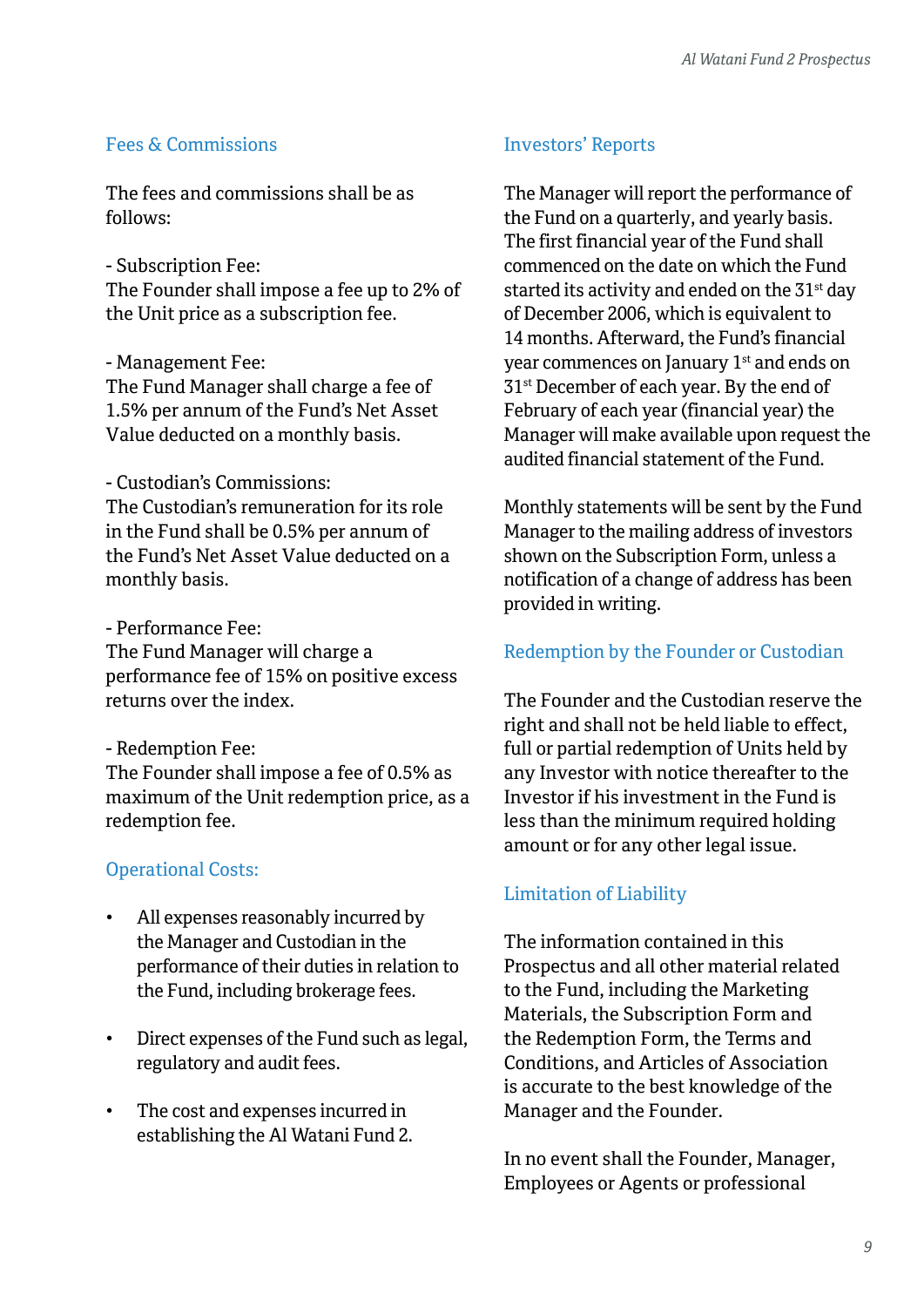## Fees & Commissions

The fees and commissions shall be as follows:

- Subscription Fee:
The Founder shall impose a fee up to 2% of the Unit price as a subscription fee.

- Management Fee:
The Fund Manager shall charge a fee of 1.5% per annum of the Fund's Net Asset Value deducted on a monthly basis.

- Custodian's Commissions:
The Custodian's remuneration for its role in the Fund shall be 0.5% per annum of the Fund's Net Asset Value deducted on a monthly basis.

- Performance Fee:
The Fund Manager will charge a performance fee of 15% on positive excess returns over the index.

- Redemption Fee:
The Founder shall impose a fee of 0.5% as maximum of the Unit redemption price, as a redemption fee.

## Operational Costs:

- All expenses reasonably incurred by the Manager and Custodian in the performance of their duties in relation to the Fund, including brokerage fees.
- Direct expenses of the Fund such as legal, regulatory and audit fees.
- The cost and expenses incurred in establishing the Al Watani Fund 2.

## Investors' Reports

The Manager will report the performance of the Fund on a quarterly, and yearly basis. The first financial year of the Fund shall commenced on the date on which the Fund started its activity and ended on the 31st day of December 2006, which is equivalent to 14 months. Afterward, the Fund's financial year commences on January 1st and ends on 31st December of each year. By the end of February of each year (financial year) the Manager will make available upon request the audited financial statement of the Fund.

Monthly statements will be sent by the Fund Manager to the mailing address of investors shown on the Subscription Form, unless a notification of a change of address has been provided in writing.

## Redemption by the Founder or Custodian

The Founder and the Custodian reserve the right and shall not be held liable to effect, full or partial redemption of Units held by any Investor with notice thereafter to the Investor if his investment in the Fund is less than the minimum required holding amount or for any other legal issue.

## Limitation of Liability

The information contained in this Prospectus and all other material related to the Fund, including the Marketing Materials, the Subscription Form and the Redemption Form, the Terms and Conditions, and Articles of Association is accurate to the best knowledge of the Manager and the Founder.

In no event shall the Founder, Manager, Employees or Agents or professional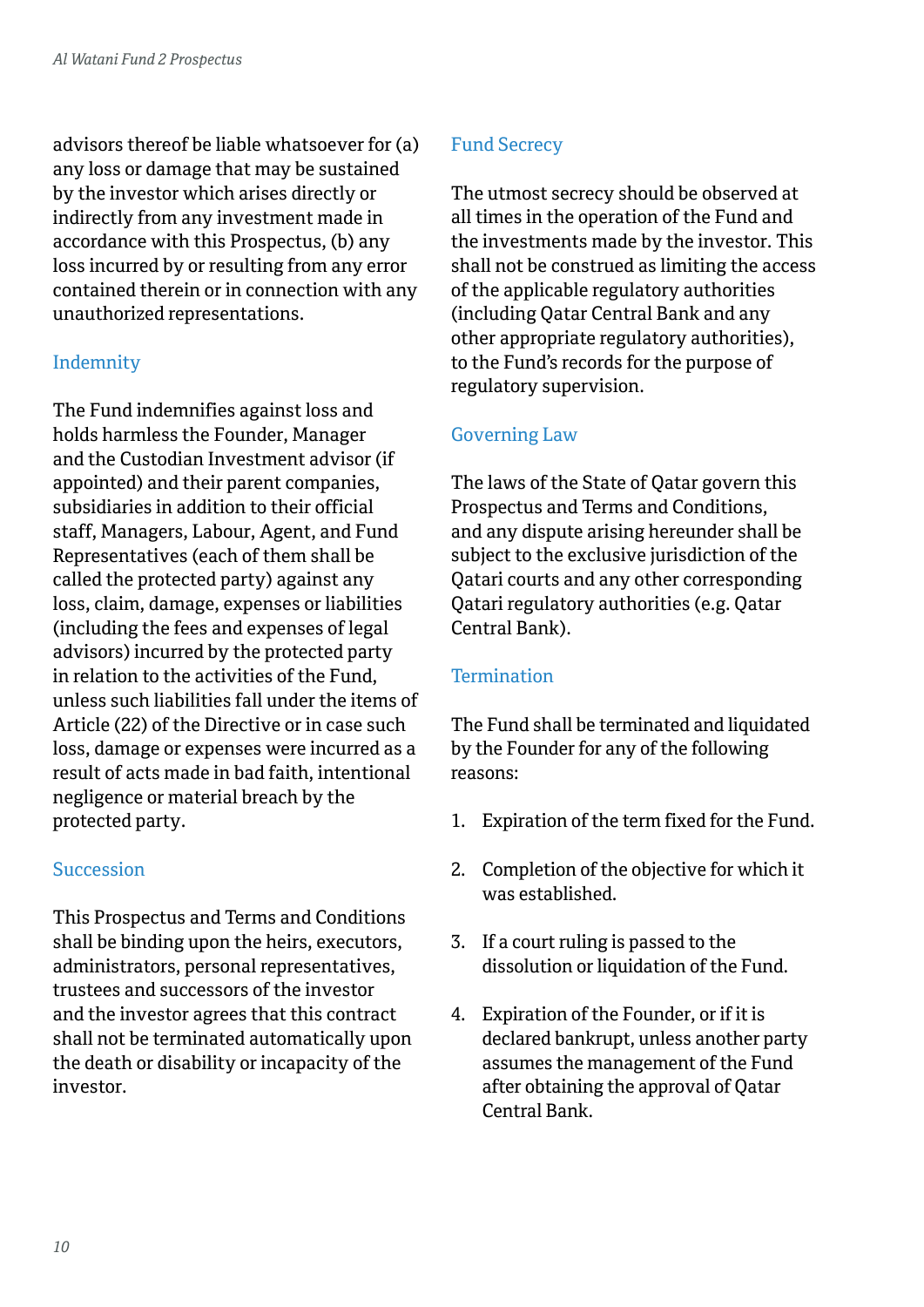advisors thereof be liable whatsoever for (a) any loss or damage that may be sustained by the investor which arises directly or indirectly from any investment made in accordance with this Prospectus, (b) any loss incurred by or resulting from any error contained therein or in connection with any unauthorized representations.

## Indemnity

The Fund indemnifies against loss and holds harmless the Founder, Manager and the Custodian Investment advisor (if appointed) and their parent companies, subsidiaries in addition to their official staff, Managers, Labour, Agent, and Fund Representatives (each of them shall be called the protected party) against any loss, claim, damage, expenses or liabilities (including the fees and expenses of legal advisors) incurred by the protected party in relation to the activities of the Fund, unless such liabilities fall under the items of Article (22) of the Directive or in case such loss, damage or expenses were incurred as a result of acts made in bad faith, intentional negligence or material breach by the protected party.

## Succession

This Prospectus and Terms and Conditions shall be binding upon the heirs, executors, administrators, personal representatives, trustees and successors of the investor and the investor agrees that this contract shall not be terminated automatically upon the death or disability or incapacity of the investor.

## Fund Secrecy

The utmost secrecy should be observed at all times in the operation of the Fund and the investments made by the investor. This shall not be construed as limiting the access of the applicable regulatory authorities (including Qatar Central Bank and any other appropriate regulatory authorities), to the Fund's records for the purpose of regulatory supervision.

## Governing Law

The laws of the State of Qatar govern this Prospectus and Terms and Conditions, and any dispute arising hereunder shall be subject to the exclusive jurisdiction of the Qatari courts and any other corresponding Qatari regulatory authorities (e.g. Qatar Central Bank).

## Termination

The Fund shall be terminated and liquidated by the Founder for any of the following reasons:

1. Expiration of the term fixed for the Fund.
2. Completion of the objective for which it was established.
3. If a court ruling is passed to the dissolution or liquidation of the Fund.
4. Expiration of the Founder, or if it is declared bankrupt, unless another party assumes the management of the Fund after obtaining the approval of Qatar Central Bank.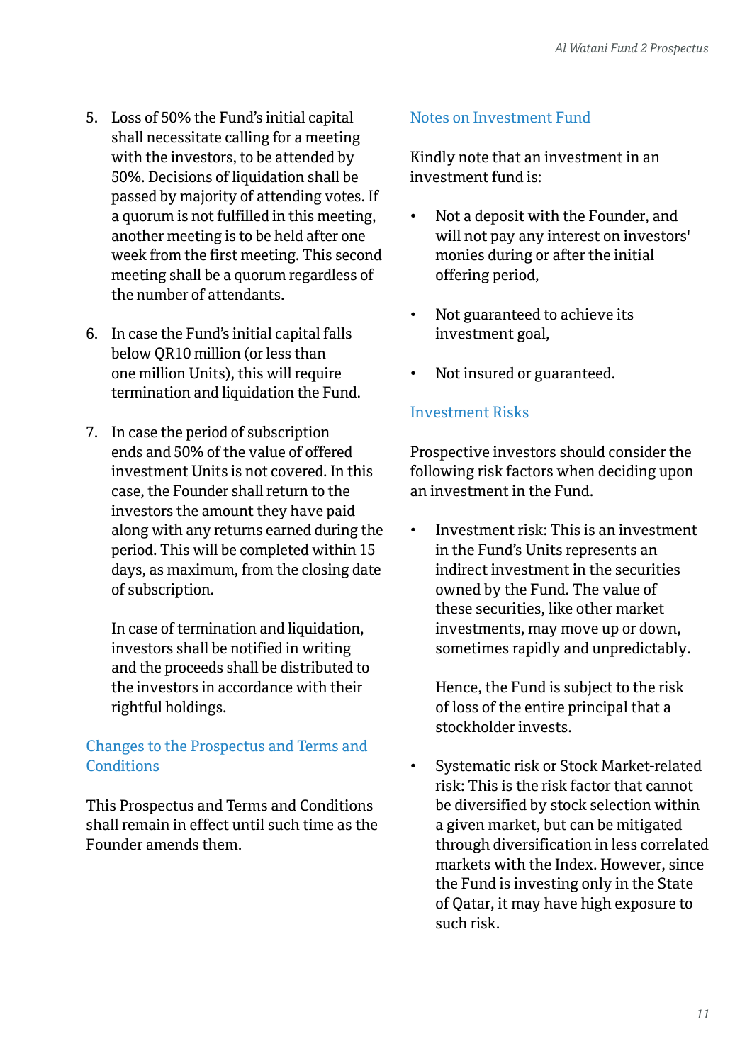5. Loss of 50% the Fund's initial capital shall necessitate calling for a meeting with the investors, to be attended by 50%. Decisions of liquidation shall be passed by majority of attending votes. If a quorum is not fulfilled in this meeting, another meeting is to be held after one week from the first meeting. This second meeting shall be a quorum regardless of the number of attendants.

6. In case the Fund's initial capital falls below QR10 million (or less than one million Units), this will require termination and liquidation the Fund.

7. In case the period of subscription ends and 50% of the value of offered investment Units is not covered. In this case, the Founder shall return to the investors the amount they have paid along with any returns earned during the period. This will be completed within 15 days, as maximum, from the closing date of subscription.

   In case of termination and liquidation, investors shall be notified in writing and the proceeds shall be distributed to the investors in accordance with their rightful holdings.

## Changes to the Prospectus and Terms and Conditions

This Prospectus and Terms and Conditions shall remain in effect until such time as the Founder amends them.

## Notes on Investment Fund

Kindly note that an investment in an investment fund is:

- Not a deposit with the Founder, and will not pay any interest on investors' monies during or after the initial offering period,
- Not guaranteed to achieve its investment goal,
- Not insured or guaranteed.

## Investment Risks

Prospective investors should consider the following risk factors when deciding upon an investment in the Fund.

- Investment risk: This is an investment in the Fund's Units represents an indirect investment in the securities owned by the Fund. The value of these securities, like other market investments, may move up or down, sometimes rapidly and unpredictably.

  Hence, the Fund is subject to the risk of loss of the entire principal that a stockholder invests.

- Systematic risk or Stock Market-related risk: This is the risk factor that cannot be diversified by stock selection within a given market, but can be mitigated through diversification in less correlated markets with the Index. However, since the Fund is investing only in the State of Qatar, it may have high exposure to such risk.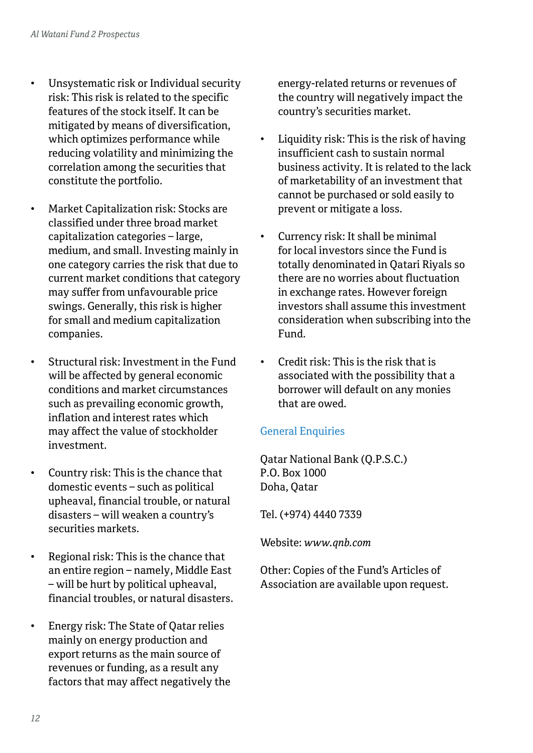- Unsystematic risk or Individual security risk: This risk is related to the specific features of the stock itself. It can be mitigated by means of diversification, which optimizes performance while reducing volatility and minimizing the correlation among the securities that constitute the portfolio.

- Market Capitalization risk: Stocks are classified under three broad market capitalization categories – large, medium, and small. Investing mainly in one category carries the risk that due to current market conditions that category may suffer from unfavourable price swings. Generally, this risk is higher for small and medium capitalization companies.

- Structural risk: Investment in the Fund will be affected by general economic conditions and market circumstances such as prevailing economic growth, inflation and interest rates which may affect the value of stockholder investment.

- Country risk: This is the chance that domestic events – such as political upheaval, financial trouble, or natural disasters – will weaken a country's securities markets.

- Regional risk: This is the chance that an entire region – namely, Middle East – will be hurt by political upheaval, financial troubles, or natural disasters.

- Energy risk: The State of Qatar relies mainly on energy production and export returns as the main source of revenues or funding, as a result any factors that may affect negatively the energy-related returns or revenues of the country will negatively impact the country's securities market.

- Liquidity risk: This is the risk of having insufficient cash to sustain normal business activity. It is related to the lack of marketability of an investment that cannot be purchased or sold easily to prevent or mitigate a loss.

- Currency risk: It shall be minimal for local investors since the Fund is totally denominated in Qatari Riyals so there are no worries about fluctuation in exchange rates. However foreign investors shall assume this investment consideration when subscribing into the Fund.

- Credit risk: This is the risk that is associated with the possibility that a borrower will default on any monies that are owed.

## General Enquiries

Qatar National Bank (Q.P.S.C.)
P.O. Box 1000
Doha, Qatar

Tel. (+974) 4440 7339

Website: *www.qnb.com*

Other: Copies of the Fund's Articles of Association are available upon request.